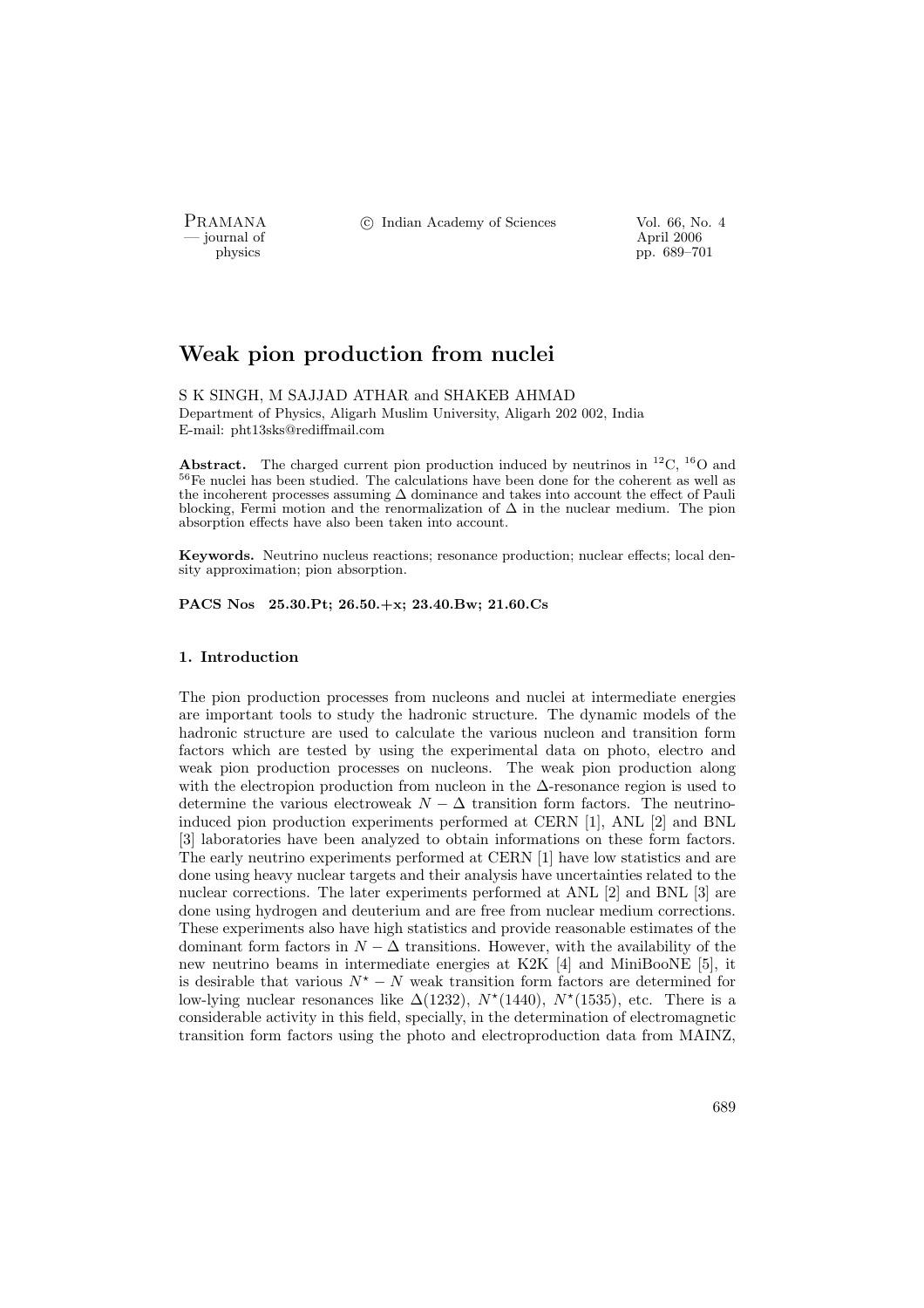# Weak pion production from nuclei

S K SINGH, M SAJJAD ATHAR and SHAKEB AHMAD

Department of Physics, Aligarh Muslim University, Aligarh 202 002, India

E-mail: pht13sks@rediffmail.com

**Abstract.** The charged current pion production induced by neutrinos in $^{12}C$, $^{16}O$ and $^{56}Fe$ nuclei has been studied. The calculations have been done for the coherent as well as the incoherent processes assuming $\Delta$ dominance and takes into account the effect of Pauli blocking, Fermi motion and the renormalization of $\Delta$ in the nuclear medium. The pion absorption effects have also been taken into account.

**Keywords.** Neutrino nucleus reactions; resonance production; nuclear effects; local density approximation; pion absorption.

**PACS Nos 25.30.Pt; 26.50.+x; 23.40.Bw; 21.60.Cs**

### 1. Introduction

The pion production processes from nucleons and nuclei at intermediate energies are important tools to study the hadronic structure. The dynamic models of the hadronic structure are used to calculate the various nucleon and transition form factors which are tested by using the experimental data on photo, electro and weak pion production processes on nucleons. The weak pion production along with the electropion production from nucleon in the $\Delta$-resonance region is used to determine the various electroweak $N-\Delta$ transition form factors. The neutrino-induced pion production experiments performed at CERN [1], ANL [2] and BNL [3] laboratories have been analyzed to obtain informations on these form factors. The early neutrino experiments performed at CERN [1] have low statistics and are done using heavy nuclear targets and their analysis have uncertainties related to the nuclear corrections. The later experiments performed at ANL [2] and BNL [3] are done using hydrogen and deuterium and are free from nuclear medium corrections. These experiments also have high statistics and provide reasonable estimates of the dominant form factors in $N-\Delta$ transitions. However, with the availability of the new neutrino beams in intermediate energies at K2K [4] and MiniBooNE [5], it is desirable that various $N^{\star}-N$ weak transition form factors are determined for low-lying nuclear resonances like $\Delta(1232)$, $N^{\star}(1440)$, $N^{\star}(1535)$, etc. There is a considerable activity in this field, specially, in the determination of electromagnetic transition form factors using the photo and electroproduction data from MAINZ,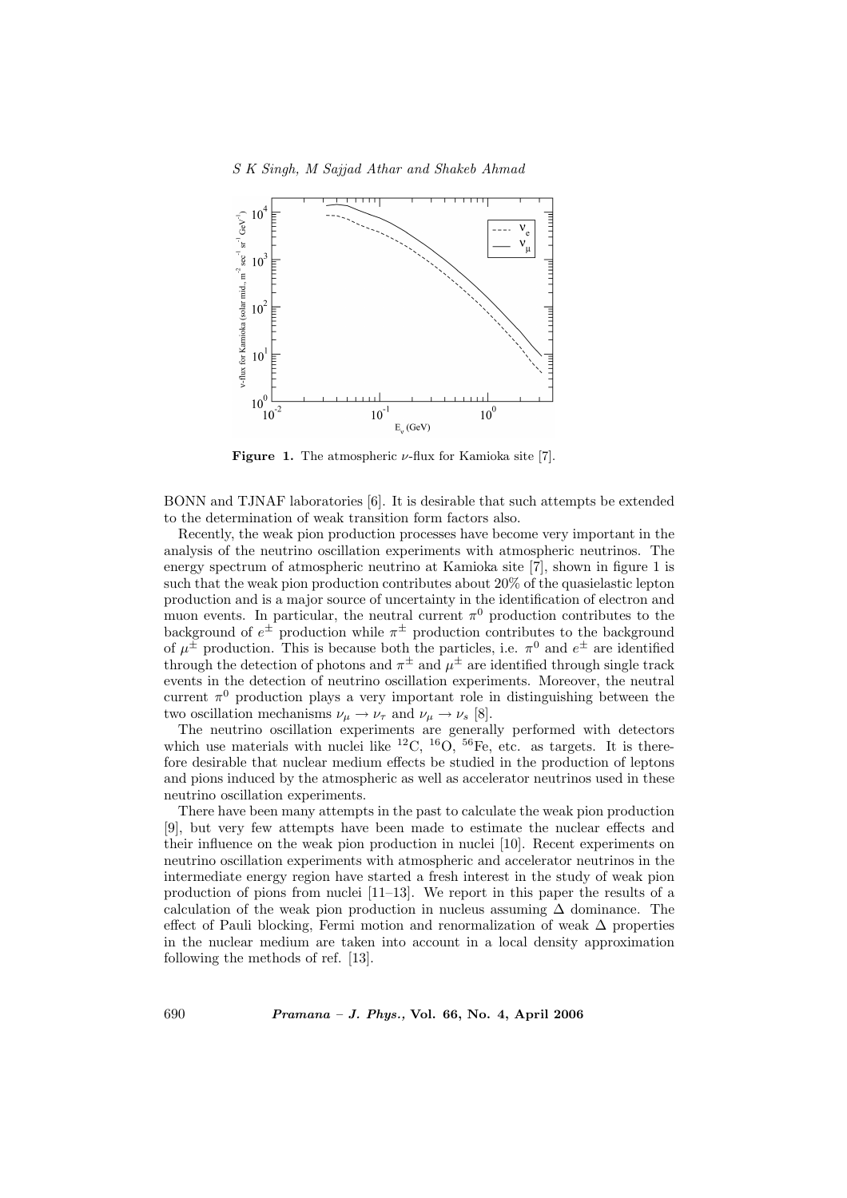**Figure 1.** The atmospheric $\nu$-flux for Kamioka site [7].

BONN and TJNAF laboratories [6]. It is desirable that such attempts be extended to the determination of weak transition form factors also.

Recently, the weak pion production processes have become very important in the analysis of the neutrino oscillation experiments with atmospheric neutrinos. The energy spectrum of atmospheric neutrino at Kamioka site [7], shown in figure 1 is such that the weak pion production contributes about 20% of the quasielastic lepton production and is a major source of uncertainty in the identification of electron and muon events. In particular, the neutral current $\pi^0$ production contributes to the background of $e^{\pm}$ production while $\pi^{\pm}$ production contributes to the background of $\mu^{\pm}$ production. This is because both the particles, i.e. $\pi^0$ and $e^{\pm}$ are identified through the detection of photons and $\pi^{\pm}$ and $\mu^{\pm}$ are identified through single track events in the detection of neutrino oscillation experiments. Moreover, the neutral current $\pi^0$ production plays a very important role in distinguishing between the two oscillation mechanisms $\nu_\mu \to \nu_\tau$ and $\nu_\mu \to \nu_s$ [8].

The neutrino oscillation experiments are generally performed with detectors which use materials with nuclei like $^{12}$C, $^{16}$O, $^{56}$Fe, etc. as targets. It is therefore desirable that nuclear medium effects be studied in the production of leptons and pions induced by the atmospheric as well as accelerator neutrinos used in these neutrino oscillation experiments.

There have been many attempts in the past to calculate the weak pion production [9], but very few attempts have been made to estimate the nuclear effects and their influence on the weak pion production in nuclei [10]. Recent experiments on neutrino oscillation experiments with atmospheric and accelerator neutrinos in the intermediate energy region have started a fresh interest in the study of weak pion production of pions from nuclei [11–13]. We report in this paper the results of a calculation of the weak pion production in nucleus assuming $\Delta$ dominance. The effect of Pauli blocking, Fermi motion and renormalization of weak $\Delta$ properties in the nuclear medium are taken into account in a local density approximation following the methods of ref. [13].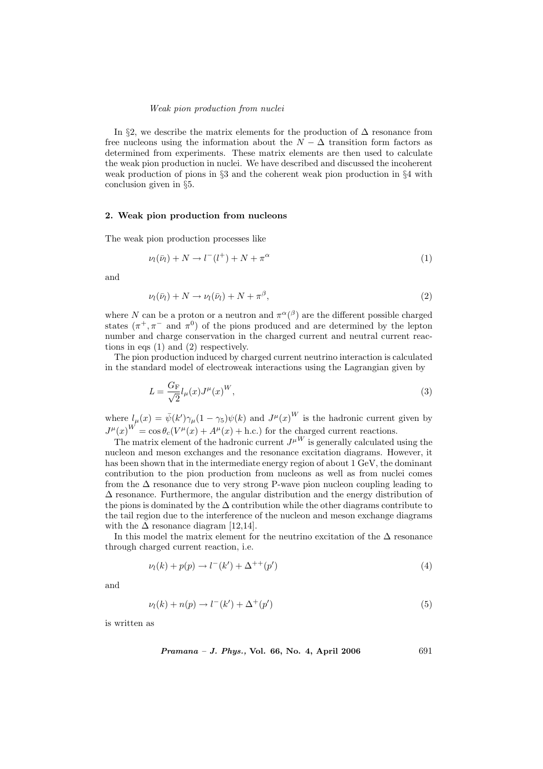In §2, we describe the matrix elements for the production of $\Delta$ resonance from free nucleons using the information about the $N-\Delta$ transition form factors as determined from experiments. These matrix elements are then used to calculate the weak pion production in nuclei. We have described and discussed the incoherent weak production of pions in §3 and the coherent weak pion production in §4 with conclusion given in §5.

## 2. Weak pion production from nucleons

The weak pion production processes like

$$\nu_l(\bar{\nu}_l) + N \rightarrow l^-(l^+) + N + \pi^\alpha \tag{1}$$

and

$$\nu_l(\bar{\nu}_l) + N \rightarrow \nu_l(\bar{\nu}_l) + N + \pi^\beta, \tag{2}$$

where $N$ can be a proton or a neutron and $\pi^\alpha(^\beta)$ are the different possible charged states ($\pi^+, \pi^-$ and $\pi^0$) of the pions produced and are determined by the lepton number and charge conservation in the charged current and neutral current reactions in eqs (1) and (2) respectively.

The pion production induced by charged current neutrino interaction is calculated in the standard model of electroweak interactions using the Lagrangian given by

$$L = \frac{G_\mathrm{F}}{\sqrt{2}} l_\mu(x) J^\mu(x)^W, \tag{3}$$

where $l_\mu(x) = \bar{\psi}(k')\gamma_\mu(1-\gamma_5)\psi(k)$ and $J^\mu(x)^W$ is the hadronic current given by $J^\mu(x)^W = \cos\theta_c(V^\mu(x) + A^\mu(x) + \text{h.c.})$ for the charged current reactions.

The matrix element of the hadronic current $J^{\mu W}$ is generally calculated using the nucleon and meson exchanges and the resonance excitation diagrams. However, it has been shown that in the intermediate energy region of about 1 GeV, the dominant contribution to the pion production from nucleons as well as from nuclei comes from the $\Delta$ resonance due to very strong P-wave pion nucleon coupling leading to $\Delta$ resonance. Furthermore, the angular distribution and the energy distribution of the pions is dominated by the $\Delta$ contribution while the other diagrams contribute to the tail region due to the interference of the nucleon and meson exchange diagrams with the $\Delta$ resonance diagram [12,14].

In this model the matrix element for the neutrino excitation of the $\Delta$ resonance through charged current reaction, i.e.

$$\nu_l(k) + p(p) \rightarrow l^-(k') + \Delta^{++}(p') \tag{4}$$

and

$$\nu_l(k) + n(p) \rightarrow l^-(k') + \Delta^+(p') \tag{5}$$

is written as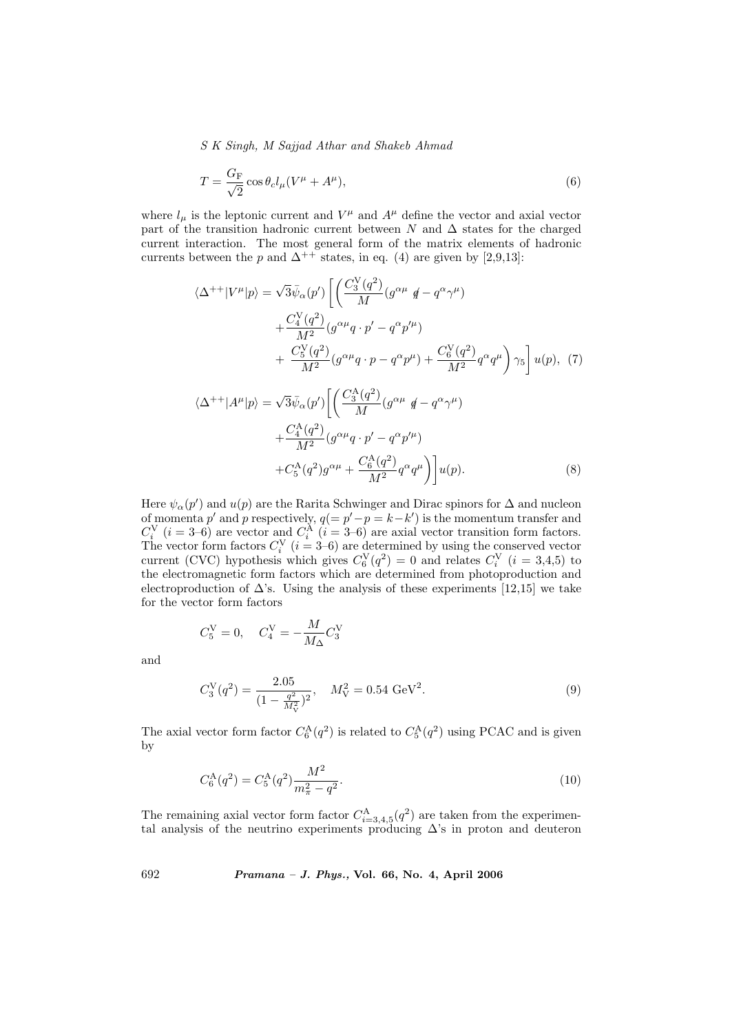$$T = \frac{G_{\rm F}}{\sqrt{2}} \cos\theta_c l_\mu (V^\mu + A^\mu), \tag{6}$$

where $l_\mu$ is the leptonic current and $V^\mu$ and $A^\mu$ define the vector and axial vector part of the transition hadronic current between $N$ and $\Delta$ states for the charged current interaction. The most general form of the matrix elements of hadronic currents between the $p$ and $\Delta^{++}$ states, in eq. (4) are given by [2,9,13]:

$$\begin{aligned}
\langle \Delta^{++}|V^\mu|p\rangle = \sqrt{3}\bar{\psi}_\alpha(p') \Bigg[ \Bigg( & \frac{C_3^{\rm V}(q^2)}{M}(g^{\alpha\mu}\not{q} - q^\alpha\gamma^\mu) \\
& + \frac{C_4^{\rm V}(q^2)}{M^2}(g^{\alpha\mu}q\cdot p' - q^\alpha p'^\mu) \\
& + \frac{C_5^{\rm V}(q^2)}{M^2}(g^{\alpha\mu}q\cdot p - q^\alpha p^\mu) + \frac{C_6^{\rm V}(q^2)}{M^2}q^\alpha q^\mu \Bigg)\gamma_5 \Bigg] u(p),
\end{aligned} \tag{7}$$

$$\begin{aligned}
\langle \Delta^{++}|A^\mu|p\rangle = \sqrt{3}\bar{\psi}_\alpha(p') \Bigg[ \Bigg( & \frac{C_3^{\rm A}(q^2)}{M}(g^{\alpha\mu}\not{q} - q^\alpha\gamma^\mu) \\
& + \frac{C_4^{\rm A}(q^2)}{M^2}(g^{\alpha\mu}q\cdot p' - q^\alpha p'^\mu) \\
& + C_5^{\rm A}(q^2)g^{\alpha\mu} + \frac{C_6^{\rm A}(q^2)}{M^2}q^\alpha q^\mu \Bigg) \Bigg] u(p).
\end{aligned} \tag{8}$$

Here $\psi_\alpha(p')$ and $u(p)$ are the Rarita Schwinger and Dirac spinors for $\Delta$ and nucleon of momenta $p'$ and $p$ respectively, $q(= p'-p = k-k')$ is the momentum transfer and $C_i^{\rm V}$ ($i$ = 3–6) are vector and $C_i^{\rm A}$ ($i$ = 3–6) are axial vector transition form factors. The vector form factors $C_i^{\rm V}$ ($i$ = 3–6) are determined by using the conserved vector current (CVC) hypothesis which gives $C_6^{\rm V}(q^2) = 0$ and relates $C_i^{\rm V}$ ($i$ = 3,4,5) to the electromagnetic form factors which are determined from photoproduction and electroproduction of $\Delta$'s. Using the analysis of these experiments [12,15] we take for the vector form factors

$$C_5^{\rm V} = 0, \quad C_4^{\rm V} = -\frac{M}{M_\Delta}C_3^{\rm V}$$

and

$$C_3^{\rm V}(q^2) = \frac{2.05}{(1-\frac{q^2}{M_{\rm V}^2})^2}, \quad M_{\rm V}^2 = 0.54\ {\rm GeV}^2. \tag{9}$$

The axial vector form factor $C_6^{\rm A}(q^2)$ is related to $C_5^{\rm A}(q^2)$ using PCAC and is given by

$$C_6^{\rm A}(q^2) = C_5^{\rm A}(q^2)\frac{M^2}{m_\pi^2 - q^2}. \tag{10}$$

The remaining axial vector form factor $C_{i=3,4,5}^{\rm A}(q^2)$ are taken from the experimental analysis of the neutrino experiments producing $\Delta$'s in proton and deuteron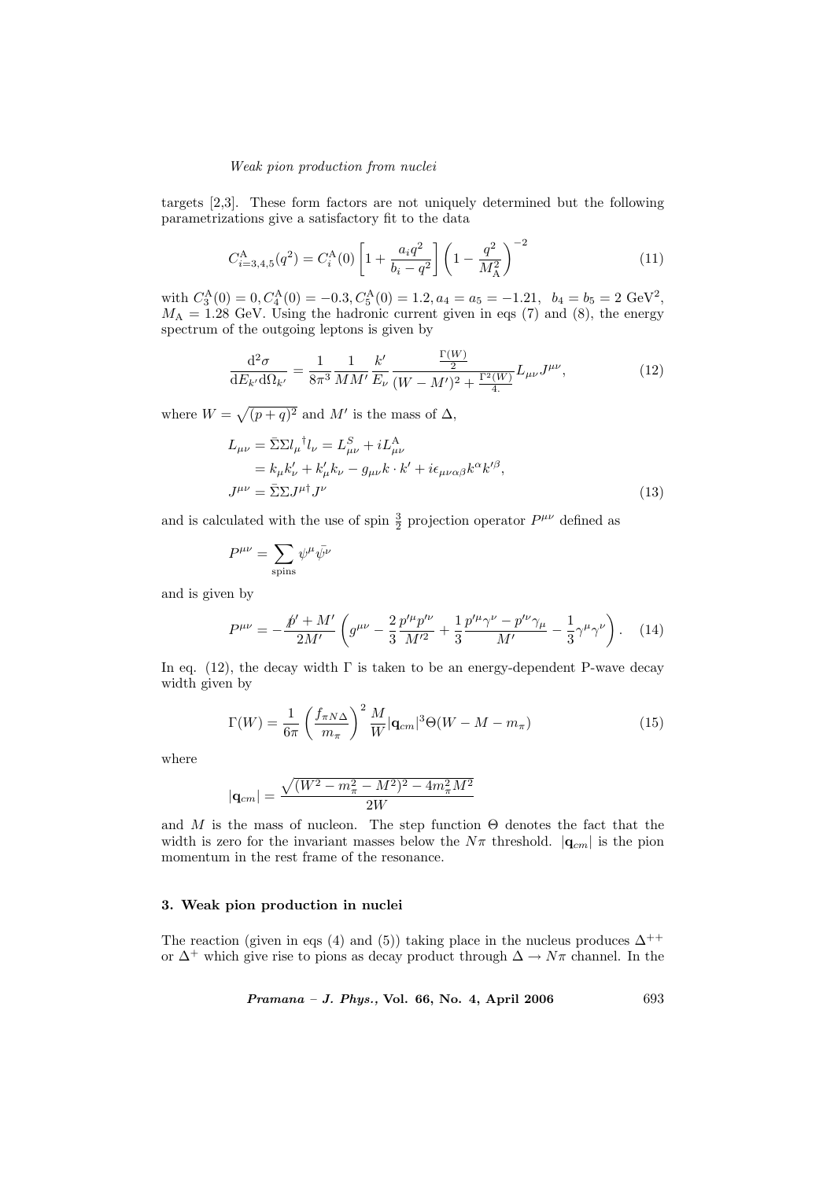targets [2,3]. These form factors are not uniquely determined but the following parametrizations give a satisfactory fit to the data

$$C^{\mathrm{A}}_{i=3,4,5}(q^2) = C^{\mathrm{A}}_i(0)\left[1 + \frac{a_i q^2}{b_i - q^2}\right]\left(1 - \frac{q^2}{M_{\mathrm{A}}^2}\right)^{-2} \tag{11}$$

with $C^{\mathrm{A}}_3(0) = 0, C^{\mathrm{A}}_4(0) = -0.3, C^{\mathrm{A}}_5(0) = 1.2, a_4 = a_5 = -1.21,\;\; b_4 = b_5 = 2\ \mathrm{GeV}^2$, $M_{\mathrm{A}} = 1.28$ GeV. Using the hadronic current given in eqs (7) and (8), the energy spectrum of the outgoing leptons is given by

$$\frac{\mathrm{d}^2\sigma}{\mathrm{d}E_{k'}\mathrm{d}\Omega_{k'}} = \frac{1}{8\pi^3}\frac{1}{MM'}\frac{k'}{E_\nu}\frac{\frac{\Gamma(W)}{2}}{(W-M')^2 + \frac{\Gamma^2(W)}{4.}}L_{\mu\nu}J^{\mu\nu}, \tag{12}$$

where $W = \sqrt{(p+q)^2}$ and $M'$ is the mass of $\Delta$,

$$\begin{aligned} L_{\mu\nu} &= \bar{\Sigma}\Sigma {l_\mu}^\dagger l_\nu = L^S_{\mu\nu} + iL^{\mathrm{A}}_{\mu\nu} \\ &= k_\mu k'_\nu + k'_\mu k_\nu - g_{\mu\nu}k\cdot k' + i\epsilon_{\mu\nu\alpha\beta}k^\alpha k'^\beta, \\ J^{\mu\nu} &= \bar{\Sigma}\Sigma J^{\mu\dagger}J^\nu \end{aligned} \tag{13}$$

and is calculated with the use of spin $\frac{3}{2}$ projection operator $P^{\mu\nu}$ defined as

$$P^{\mu\nu} = \sum_{\mathrm{spins}} \psi^\mu \bar{\psi}^\nu$$

and is given by

$$P^{\mu\nu} = -\frac{\not{p}' + M'}{2M'}\left(g^{\mu\nu} - \frac{2}{3}\frac{p'^\mu p'^\nu}{M'^2} + \frac{1}{3}\frac{p'^\mu\gamma^\nu - p'^\nu\gamma_\mu}{M'} - \frac{1}{3}\gamma^\mu\gamma^\nu\right). \tag{14}$$

In eq. (12), the decay width $\Gamma$ is taken to be an energy-dependent P-wave decay width given by

$$\Gamma(W) = \frac{1}{6\pi}\left(\frac{f_{\pi N\Delta}}{m_\pi}\right)^2 \frac{M}{W}|\mathbf{q}_{cm}|^3\Theta(W - M - m_\pi) \tag{15}$$

where

$$|\mathbf{q}_{cm}| = \frac{\sqrt{(W^2 - m_\pi^2 - M^2)^2 - 4m_\pi^2 M^2}}{2W}$$

and $M$ is the mass of nucleon. The step function $\Theta$ denotes the fact that the width is zero for the invariant masses below the $N\pi$ threshold. $|\mathbf{q}_{cm}|$ is the pion momentum in the rest frame of the resonance.

### 3. Weak pion production in nuclei

The reaction (given in eqs (4) and (5)) taking place in the nucleus produces $\Delta^{++}$ or $\Delta^+$ which give rise to pions as decay product through $\Delta \to N\pi$ channel. In the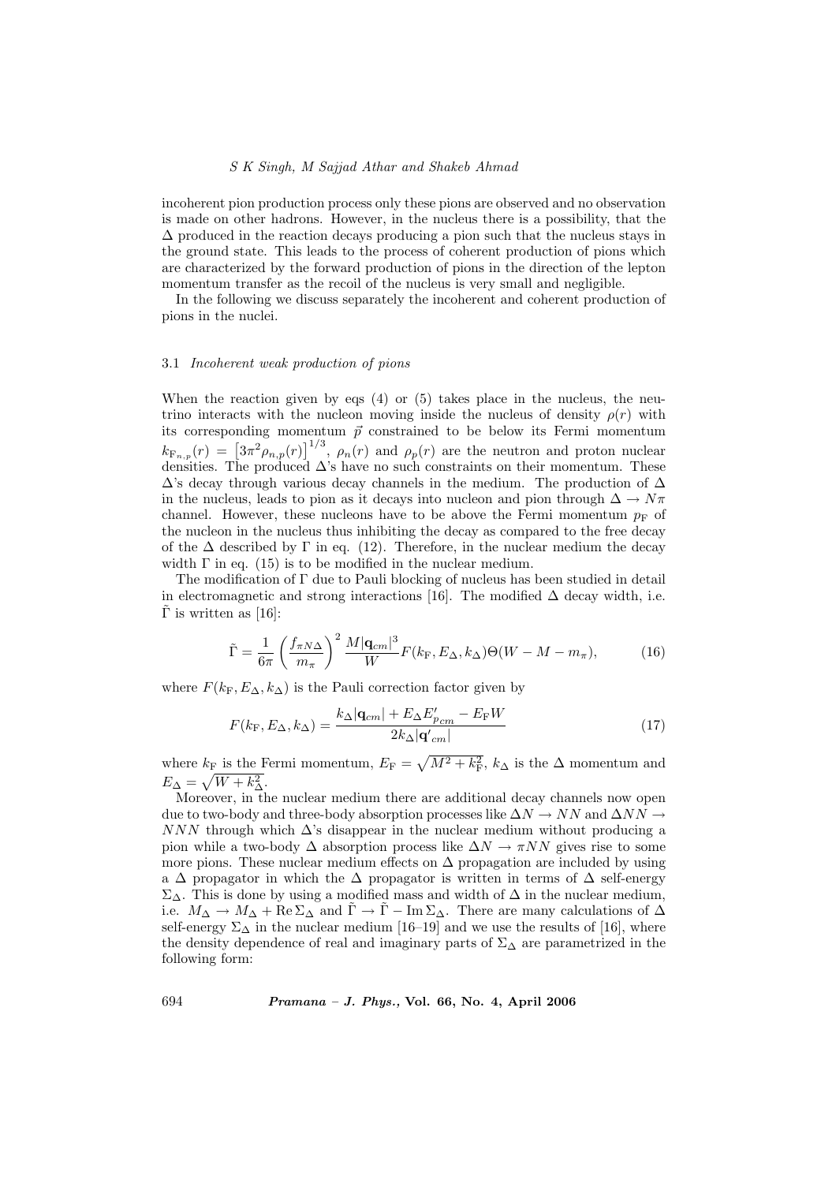incoherent pion production process only these pions are observed and no observation is made on other hadrons. However, in the nucleus there is a possibility, that the $\Delta$ produced in the reaction decays producing a pion such that the nucleus stays in the ground state. This leads to the process of coherent production of pions which are characterized by the forward production of pions in the direction of the lepton momentum transfer as the recoil of the nucleus is very small and negligible.

In the following we discuss separately the incoherent and coherent production of pions in the nuclei.

### 3.1 *Incoherent weak production of pions*

When the reaction given by eqs (4) or (5) takes place in the nucleus, the neutrino interacts with the nucleon moving inside the nucleus of density $\rho(r)$ with its corresponding momentum $\vec{p}$ constrained to be below its Fermi momentum $k_{\mathrm{F}_{n,p}}(r) = \left[3\pi^2\rho_{n,p}(r)\right]^{1/3}$, $\rho_n(r)$ and $\rho_p(r)$ are the neutron and proton nuclear densities. The produced $\Delta$'s have no such constraints on their momentum. These $\Delta$'s decay through various decay channels in the medium. The production of $\Delta$ in the nucleus, leads to pion as it decays into nucleon and pion through $\Delta \to N\pi$ channel. However, these nucleons have to be above the Fermi momentum $p_{\mathrm{F}}$ of the nucleon in the nucleus thus inhibiting the decay as compared to the free decay of the $\Delta$ described by $\Gamma$ in eq. (12). Therefore, in the nuclear medium the decay width $\Gamma$ in eq. (15) is to be modified in the nuclear medium.

The modification of $\Gamma$ due to Pauli blocking of nucleus has been studied in detail in electromagnetic and strong interactions [16]. The modified $\Delta$ decay width, i.e. $\tilde{\Gamma}$ is written as [16]:

$$\tilde{\Gamma} = \frac{1}{6\pi}\left(\frac{f_{\pi N\Delta}}{m_\pi}\right)^2 \frac{M|\mathbf{q}_{cm}|^3}{W} F(k_{\mathrm{F}}, E_\Delta, k_\Delta)\Theta(W - M - m_\pi), \tag{16}$$

where $F(k_{\mathrm{F}}, E_\Delta, k_\Delta)$ is the Pauli correction factor given by

$$F(k_{\mathrm{F}}, E_\Delta, k_\Delta) = \frac{k_\Delta|\mathbf{q}_{cm}| + E_\Delta E'_{p_{cm}} - E_{\mathrm{F}}W}{2k_\Delta|\mathbf{q'}_{cm}|} \tag{17}$$

where $k_{\mathrm{F}}$ is the Fermi momentum, $E_{\mathrm{F}} = \sqrt{M^2 + k_{\mathrm{F}}^2}$, $k_\Delta$ is the $\Delta$ momentum and $E_\Delta = \sqrt{W + k_\Delta^2}$.

Moreover, in the nuclear medium there are additional decay channels now open due to two-body and three-body absorption processes like $\Delta N \to NN$ and $\Delta NN \to NNN$ through which $\Delta$'s disappear in the nuclear medium without producing a pion while a two-body $\Delta$ absorption process like $\Delta N \to \pi NN$ gives rise to some more pions. These nuclear medium effects on $\Delta$ propagation are included by using a $\Delta$ propagator in which the $\Delta$ propagator is written in terms of $\Delta$ self-energy $\Sigma_\Delta$. This is done by using a modified mass and width of $\Delta$ in the nuclear medium, i.e. $M_\Delta \to M_\Delta + \mathrm{Re}\,\Sigma_\Delta$ and $\tilde{\Gamma} \to \tilde{\Gamma} - \mathrm{Im}\,\Sigma_\Delta$. There are many calculations of $\Delta$ self-energy $\Sigma_\Delta$ in the nuclear medium [16–19] and we use the results of [16], where the density dependence of real and imaginary parts of $\Sigma_\Delta$ are parametrized in the following form: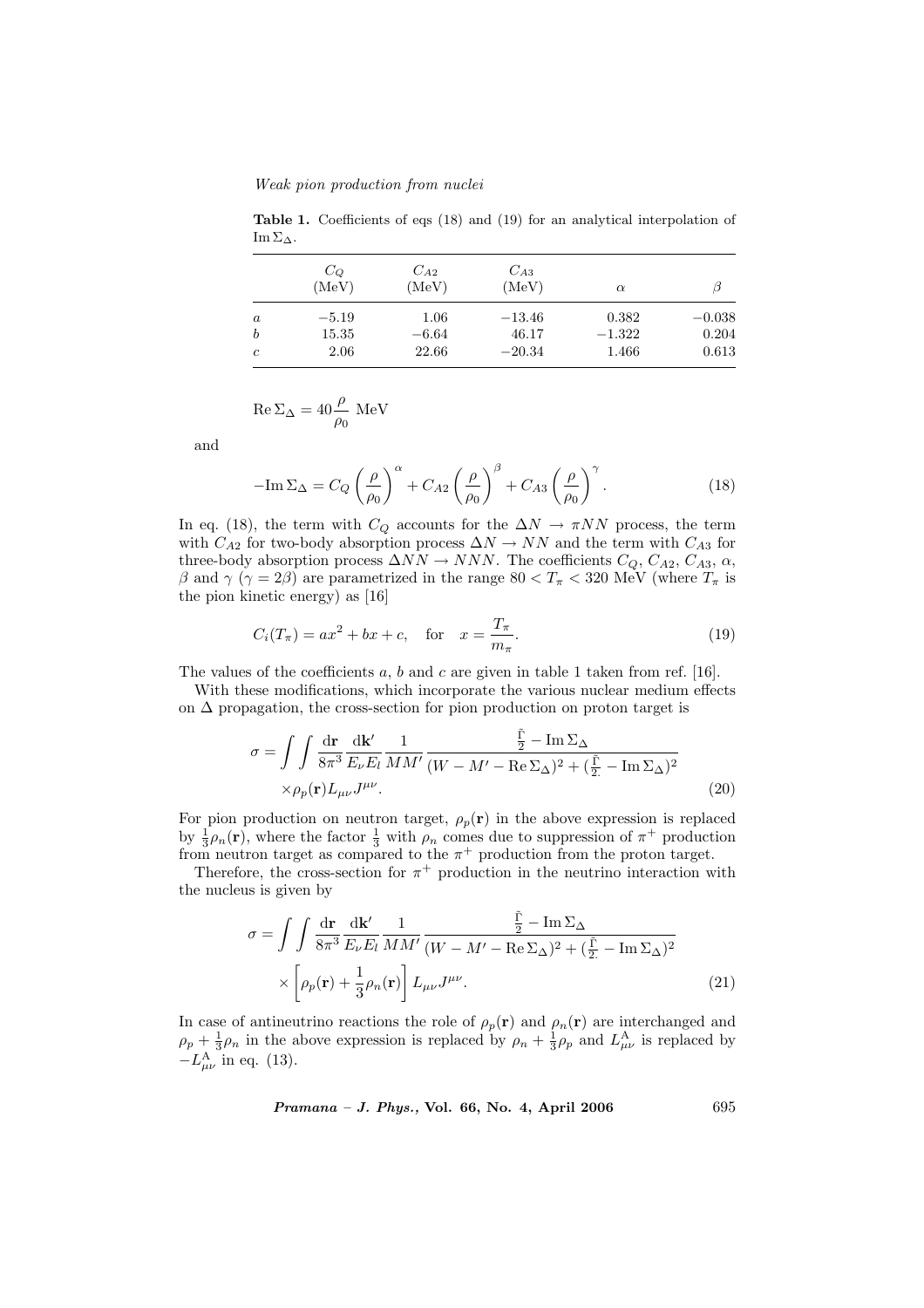**Table 1.** Coefficients of eqs (18) and (19) for an analytical interpolation of $\mathrm{Im}\,\Sigma_\Delta$.

| | $C_Q$ (MeV) | $C_{A2}$ (MeV) | $C_{A3}$ (MeV) | $\alpha$ | $\beta$ |
|---|---|---|---|---|---|
| $a$ | $-5.19$ | 1.06 | $-13.46$ | 0.382 | $-0.038$ |
| $b$ | 15.35 | $-6.64$ | 46.17 | $-1.322$ | 0.204 |
| $c$ | 2.06 | 22.66 | $-20.34$ | 1.466 | 0.613 |

$$\mathrm{Re}\,\Sigma_\Delta = 40\frac{\rho}{\rho_0}\ \mathrm{MeV}$$

and

$$-\mathrm{Im}\,\Sigma_\Delta = C_Q\left(\frac{\rho}{\rho_0}\right)^\alpha + C_{A2}\left(\frac{\rho}{\rho_0}\right)^\beta + C_{A3}\left(\frac{\rho}{\rho_0}\right)^\gamma. \tag{18}$$

In eq. (18), the term with $C_Q$ accounts for the $\Delta N \to \pi NN$ process, the term with $C_{A2}$ for two-body absorption process $\Delta N \to NN$ and the term with $C_{A3}$ for three-body absorption process $\Delta NN \to NNN$. The coefficients $C_Q$, $C_{A2}$, $C_{A3}$, $\alpha$, $\beta$ and $\gamma$ ($\gamma = 2\beta$) are parametrized in the range $80 < T_\pi < 320$ MeV (where $T_\pi$ is the pion kinetic energy) as [16]

$$C_i(T_\pi) = ax^2 + bx + c, \quad \text{for} \quad x = \frac{T_\pi}{m_\pi}. \tag{19}$$

The values of the coefficients $a$, $b$ and $c$ are given in table 1 taken from ref. [16].

With these modifications, which incorporate the various nuclear medium effects on $\Delta$ propagation, the cross-section for pion production on proton target is

$$\sigma = \int\int \frac{\mathrm{d}\mathbf{r}}{8\pi^3}\frac{\mathrm{d}\mathbf{k}'}{E_\nu E_l}\frac{1}{MM'}\frac{\frac{\tilde{\Gamma}}{2} - \mathrm{Im}\,\Sigma_\Delta}{(W - M' - \mathrm{Re}\,\Sigma_\Delta)^2 + (\frac{\tilde{\Gamma}}{2} - \mathrm{Im}\,\Sigma_\Delta)^2} \times \rho_p(\mathbf{r}) L_{\mu\nu} J^{\mu\nu}. \tag{20}$$

For pion production on neutron target, $\rho_p(\mathbf{r})$ in the above expression is replaced by $\frac{1}{3}\rho_n(\mathbf{r})$, where the factor $\frac{1}{3}$ with $\rho_n$ comes due to suppression of $\pi^+$ production from neutron target as compared to the $\pi^+$ production from the proton target.

Therefore, the cross-section for $\pi^+$ production in the neutrino interaction with the nucleus is given by

$$\sigma = \int\int \frac{\mathrm{d}\mathbf{r}}{8\pi^3}\frac{\mathrm{d}\mathbf{k}'}{E_\nu E_l}\frac{1}{MM'}\frac{\frac{\tilde{\Gamma}}{2} - \mathrm{Im}\,\Sigma_\Delta}{(W - M' - \mathrm{Re}\,\Sigma_\Delta)^2 + (\frac{\tilde{\Gamma}}{2} - \mathrm{Im}\,\Sigma_\Delta)^2} \times \left[\rho_p(\mathbf{r}) + \frac{1}{3}\rho_n(\mathbf{r})\right] L_{\mu\nu} J^{\mu\nu}. \tag{21}$$

In case of antineutrino reactions the role of $\rho_p(\mathbf{r})$ and $\rho_n(\mathbf{r})$ are interchanged and $\rho_p + \frac{1}{3}\rho_n$ in the above expression is replaced by $\rho_n + \frac{1}{3}\rho_p$ and $L^{\mathrm{A}}_{\mu\nu}$ is replaced by $-L^{\mathrm{A}}_{\mu\nu}$ in eq. (13).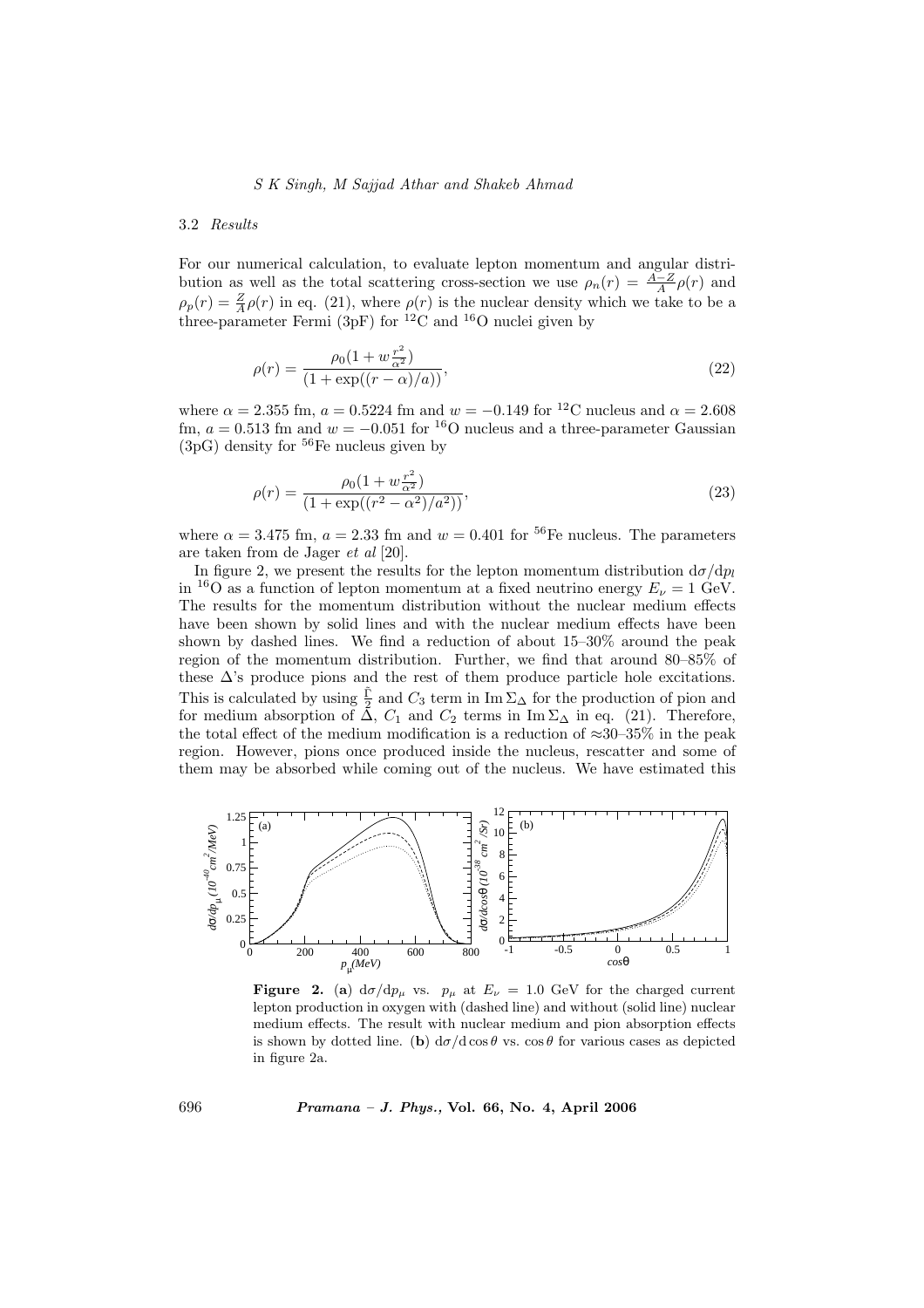### 3.2 *Results*

For our numerical calculation, to evaluate lepton momentum and angular distribution as well as the total scattering cross-section we use $\rho_n(r) = \frac{A-Z}{A}\rho(r)$ and $\rho_p(r) = \frac{Z}{A}\rho(r)$ in eq. (21), where $\rho(r)$ is the nuclear density which we take to be a three-parameter Fermi (3pF) for $^{12}$C and $^{16}$O nuclei given by

$$\rho(r) = \frac{\rho_0(1 + w\frac{r^2}{\alpha^2})}{(1 + \exp((r-\alpha)/a))}, \tag{22}$$

where $\alpha = 2.355$ fm, $a = 0.5224$ fm and $w = -0.149$ for $^{12}$C nucleus and $\alpha = 2.608$ fm, $a = 0.513$ fm and $w = -0.051$ for $^{16}$O nucleus and a three-parameter Gaussian (3pG) density for $^{56}$Fe nucleus given by

$$\rho(r) = \frac{\rho_0(1 + w\frac{r^2}{\alpha^2})}{(1 + \exp((r^2-\alpha^2)/a^2))}, \tag{23}$$

where $\alpha = 3.475$ fm, $a = 2.33$ fm and $w = 0.401$ for $^{56}$Fe nucleus. The parameters are taken from de Jager *et al* [20].

In figure 2, we present the results for the lepton momentum distribution $\mathrm{d}\sigma/\mathrm{d}p_l$ in $^{16}$O as a function of lepton momentum at a fixed neutrino energy $E_\nu = 1$ GeV. The results for the momentum distribution without the nuclear medium effects have been shown by solid lines and with the nuclear medium effects have been shown by dashed lines. We find a reduction of about 15–30% around the peak region of the momentum distribution. Further, we find that around 80–85% of these $\Delta$'s produce pions and the rest of them produce particle hole excitations. This is calculated by using $\frac{\tilde{\Gamma}}{2}$ and $C_3$ term in $\mathrm{Im}\,\Sigma_\Delta$ for the production of pion and for medium absorption of $\tilde{\Delta}$, $C_1$ and $C_2$ terms in $\mathrm{Im}\,\Sigma_\Delta$ in eq. (21). Therefore, the total effect of the medium modification is a reduction of ≈30–35% in the peak region. However, pions once produced inside the nucleus, rescatter and some of them may be absorbed while coming out of the nucleus. We have estimated this

**Figure 2.** (**a**) $\mathrm{d}\sigma/\mathrm{d}p_\mu$ vs. $p_\mu$ at $E_\nu = 1.0$ GeV for the charged current lepton production in oxygen with (dashed line) and without (solid line) nuclear medium effects. The result with nuclear medium and pion absorption effects is shown by dotted line. (**b**) $\mathrm{d}\sigma/\mathrm{d}\cos\theta$ vs. $\cos\theta$ for various cases as depicted in figure 2a.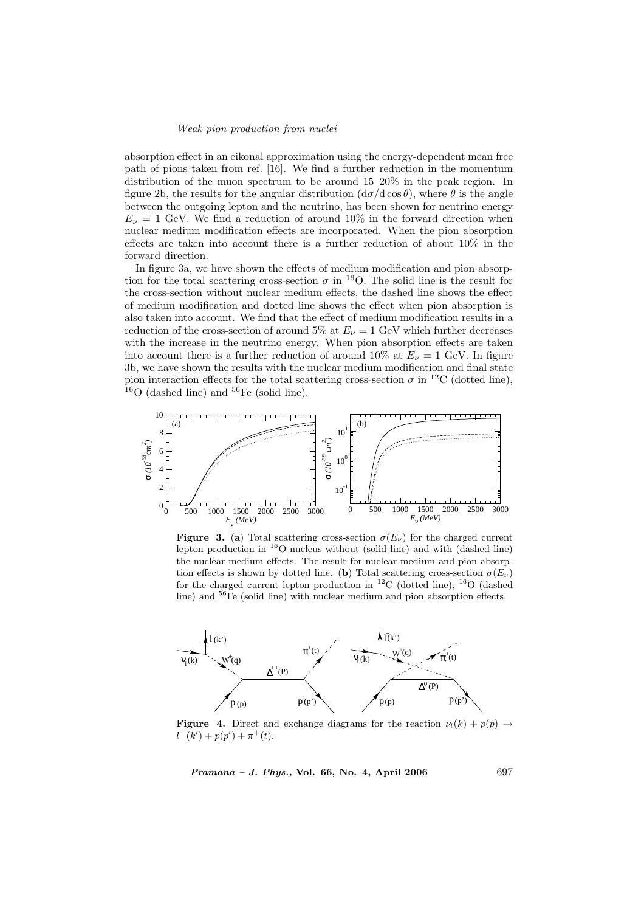absorption effect in an eikonal approximation using the energy-dependent mean free path of pions taken from ref. [16]. We find a further reduction in the momentum distribution of the muon spectrum to be around 15–20% in the peak region. In figure 2b, the results for the angular distribution ($d\sigma/d\cos\theta$), where $\theta$ is the angle between the outgoing lepton and the neutrino, has been shown for neutrino energy $E_\nu = 1$ GeV. We find a reduction of around 10% in the forward direction when nuclear medium modification effects are incorporated. When the pion absorption effects are taken into account there is a further reduction of about 10% in the forward direction.

In figure 3a, we have shown the effects of medium modification and pion absorption for the total scattering cross-section $\sigma$ in $^{16}$O. The solid line is the result for the cross-section without nuclear medium effects, the dashed line shows the effect of medium modification and dotted line shows the effect when pion absorption is also taken into account. We find that the effect of medium modification results in a reduction of the cross-section of around 5% at $E_\nu = 1$ GeV which further decreases with the increase in the neutrino energy. When pion absorption effects are taken into account there is a further reduction of around 10% at $E_\nu = 1$ GeV. In figure 3b, we have shown the results with the nuclear medium modification and final state pion interaction effects for the total scattering cross-section $\sigma$ in $^{12}$C (dotted line), $^{16}$O (dashed line) and $^{56}$Fe (solid line).

**Figure 3.** (**a**) Total scattering cross-section $\sigma(E_\nu)$ for the charged current lepton production in $^{16}$O nucleus without (solid line) and with (dashed line) the nuclear medium effects. The result for nuclear medium and pion absorption effects is shown by dotted line. (**b**) Total scattering cross-section $\sigma(E_\nu)$ for the charged current lepton production in $^{12}$C (dotted line), $^{16}$O (dashed line) and $^{56}$Fe (solid line) with nuclear medium and pion absorption effects.

**Figure 4.** Direct and exchange diagrams for the reaction $\nu_l(k) + p(p) \rightarrow l^-(k') + p(p') + \pi^+(t)$.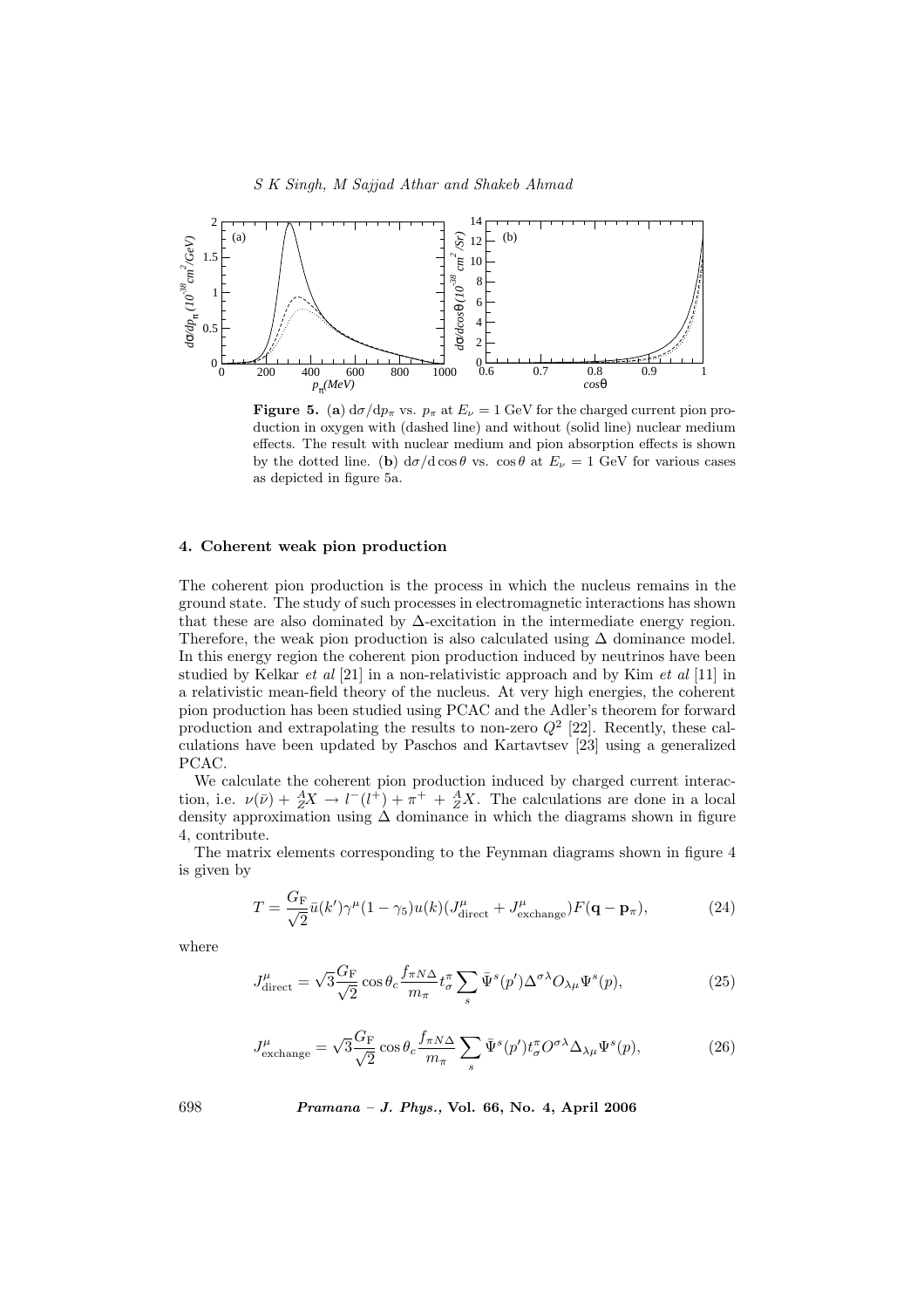**Figure 5.** (**a**) $\mathrm{d}\sigma/\mathrm{d}p_\pi$ vs. $p_\pi$ at $E_\nu = 1$ GeV for the charged current pion production in oxygen with (dashed line) and without (solid line) nuclear medium effects. The result with nuclear medium and pion absorption effects is shown by the dotted line. (**b**) $\mathrm{d}\sigma/\mathrm{d}\cos\theta$ vs. $\cos\theta$ at $E_\nu = 1$ GeV for various cases as depicted in figure 5a.

## 4. Coherent weak pion production

The coherent pion production is the process in which the nucleus remains in the ground state. The study of such processes in electromagnetic interactions has shown that these are also dominated by $\Delta$-excitation in the intermediate energy region. Therefore, the weak pion production is also calculated using $\Delta$ dominance model. In this energy region the coherent pion production induced by neutrinos have been studied by Kelkar *et al* [21] in a non-relativistic approach and by Kim *et al* [11] in a relativistic mean-field theory of the nucleus. At very high energies, the coherent pion production has been studied using PCAC and the Adler's theorem for forward production and extrapolating the results to non-zero $Q^2$ [22]. Recently, these calculations have been updated by Paschos and Kartavtsev [23] using a generalized PCAC.

We calculate the coherent pion production induced by charged current interaction, i.e. $\nu(\bar{\nu}) + {}^{A}_{Z}X \rightarrow l^-(l^+) + \pi^+ + {}^{A}_{Z}X$. The calculations are done in a local density approximation using $\Delta$ dominance in which the diagrams shown in figure 4, contribute.

The matrix elements corresponding to the Feynman diagrams shown in figure 4 is given by

$$T = \frac{G_\mathrm{F}}{\sqrt{2}}\bar{u}(k')\gamma^\mu(1-\gamma_5)u(k)(J^\mu_{\mathrm{direct}} + J^\mu_{\mathrm{exchange}})F(\mathbf{q}-\mathbf{p}_\pi), \tag{24}$$

where

$$J^\mu_{\mathrm{direct}} = \sqrt{3}\frac{G_\mathrm{F}}{\sqrt{2}}\cos\theta_c\frac{f_{\pi N\Delta}}{m_\pi}t^\pi_\sigma\sum_s\bar{\Psi}^s(p')\Delta^{\sigma\lambda}O_{\lambda\mu}\Psi^s(p), \tag{25}$$

$$J^\mu_{\mathrm{exchange}} = \sqrt{3}\frac{G_\mathrm{F}}{\sqrt{2}}\cos\theta_c\frac{f_{\pi N\Delta}}{m_\pi}\sum_s\bar{\Psi}^s(p')t^\pi_\sigma O^{\sigma\lambda}\Delta_{\lambda\mu}\Psi^s(p), \tag{26}$$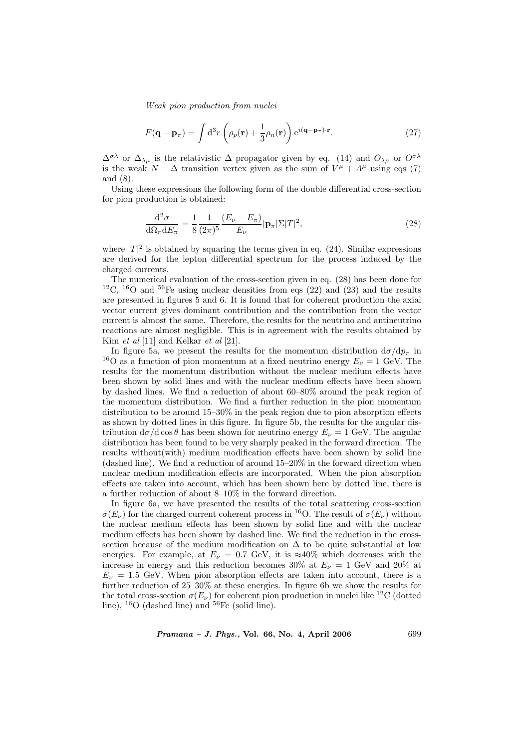$$F(\mathbf{q}-\mathbf{p}_\pi) = \int \mathrm{d}^3r \left(\rho_p(\mathbf{r}) + \frac{1}{3}\rho_n(\mathbf{r})\right) \mathrm{e}^{i(\mathbf{q}-\mathbf{p}_\pi)\cdot\mathbf{r}}. \tag{27}$$

$\Delta^{\sigma\lambda}$ or $\Delta_{\lambda\mu}$ is the relativistic $\Delta$ propagator given by eq. (14) and $O_{\lambda\mu}$ or $O^{\sigma\lambda}$ is the weak $N-\Delta$ transition vertex given as the sum of $V^\mu + A^\mu$ using eqs (7) and (8).

Using these expressions the following form of the double differential cross-section for pion production is obtained:

$$\frac{\mathrm{d}^2\sigma}{\mathrm{d}\Omega_\pi \mathrm{d}E_\pi} = \frac{1}{8}\frac{1}{(2\pi)^5}\frac{(E_\nu - E_\pi)}{E_\nu}|\mathbf{p}_\pi|\Sigma|T|^2, \tag{28}$$

where $|T|^2$ is obtained by squaring the terms given in eq. (24). Similar expressions are derived for the lepton differential spectrum for the process induced by the charged currents.

The numerical evaluation of the cross-section given in eq. (28) has been done for $^{12}$C, $^{16}$O and $^{56}$Fe using nuclear densities from eqs (22) and (23) and the results are presented in figures 5 and 6. It is found that for coherent production the axial vector current gives dominant contribution and the contribution from the vector current is almost the same. Therefore, the results for the neutrino and antineutrino reactions are almost negligible. This is in agreement with the results obtained by Kim *et al* [11] and Kelkar *et al* [21].

In figure 5a, we present the results for the momentum distribution $\mathrm{d}\sigma/\mathrm{d}p_\pi$ in $^{16}$O as a function of pion momentum at a fixed neutrino energy $E_\nu = 1$ GeV. The results for the momentum distribution without the nuclear medium effects have been shown by solid lines and with the nuclear medium effects have been shown by dashed lines. We find a reduction of about 60–80% around the peak region of the momentum distribution. We find a further reduction in the pion momentum distribution to be around 15–30% in the peak region due to pion absorption effects as shown by dotted lines in this figure. In figure 5b, the results for the angular distribution $\mathrm{d}\sigma/\mathrm{d}\cos\theta$ has been shown for neutrino energy $E_\nu = 1$ GeV. The angular distribution has been found to be very sharply peaked in the forward direction. The results without(with) medium modification effects have been shown by solid line (dashed line). We find a reduction of around 15–20% in the forward direction when nuclear medium modification effects are incorporated. When the pion absorption effects are taken into account, which has been shown here by dotted line, there is a further reduction of about 8–10% in the forward direction.

In figure 6a, we have presented the results of the total scattering cross-section $\sigma(E_\nu)$ for the charged current coherent process in $^{16}$O. The result of $\sigma(E_\nu)$ without the nuclear medium effects has been shown by solid line and with the nuclear medium effects has been shown by dashed line. We find the reduction in the cross-section because of the medium modification on $\Delta$ to be quite substantial at low energies. For example, at $E_\nu = 0.7$ GeV, it is ≈40% which decreases with the increase in energy and this reduction becomes 30% at $E_\nu = 1$ GeV and 20% at $E_\nu = 1.5$ GeV. When pion absorption effects are taken into account, there is a further reduction of 25–30% at these energies. In figure 6b we show the results for the total cross-section $\sigma(E_\nu)$ for coherent pion production in nuclei like $^{12}$C (dotted line), $^{16}$O (dashed line) and $^{56}$Fe (solid line).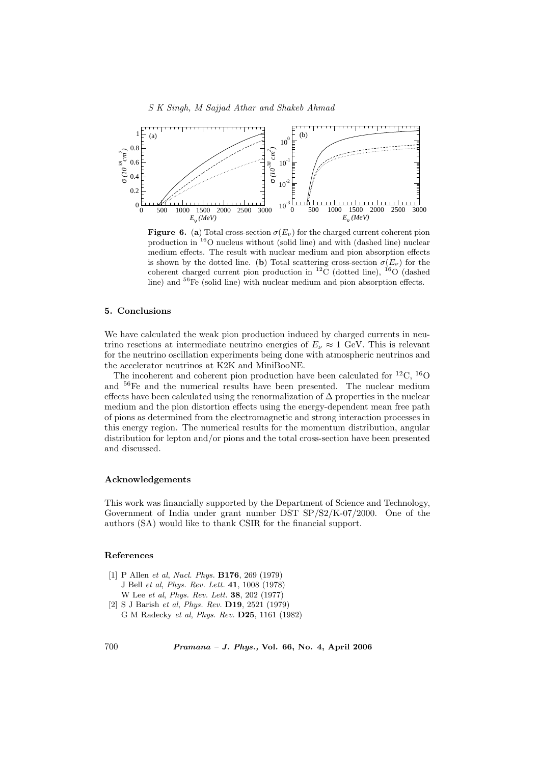**Figure 6.** (**a**) Total cross-section $\sigma(E_\nu)$ for the charged current coherent pion production in $^{16}$O nucleus without (solid line) and with (dashed line) nuclear medium effects. The result with nuclear medium and pion absorption effects is shown by the dotted line. (**b**) Total scattering cross-section $\sigma(E_\nu)$ for the coherent charged current pion production in $^{12}$C (dotted line), $^{16}$O (dashed line) and $^{56}$Fe (solid line) with nuclear medium and pion absorption effects.

## 5. Conclusions

We have calculated the weak pion production induced by charged currents in neutrino resctions at intermediate neutrino energies of $E_\nu \approx 1$ GeV. This is relevant for the neutrino oscillation experiments being done with atmospheric neutrinos and the accelerator neutrinos at K2K and MiniBooNE.

The incoherent and coherent pion production have been calculated for $^{12}$C, $^{16}$O and $^{56}$Fe and the numerical results have been presented. The nuclear medium effects have been calculated using the renormalization of $\Delta$ properties in the nuclear medium and the pion distortion effects using the energy-dependent mean free path of pions as determined from the electromagnetic and strong interaction processes in this energy region. The numerical results for the momentum distribution, angular distribution for lepton and/or pions and the total cross-section have been presented and discussed.

### Acknowledgements

This work was financially supported by the Department of Science and Technology, Government of India under grant number DST SP/S2/K-07/2000. One of the authors (SA) would like to thank CSIR for the financial support.

### References

[1] P Allen *et al*, *Nucl. Phys.* **B176**, 269 (1979)
J Bell *et al*, *Phys. Rev. Lett.* **41**, 1008 (1978)
W Lee *et al*, *Phys. Rev. Lett.* **38**, 202 (1977)

[2] S J Barish *et al*, *Phys. Rev.* **D19**, 2521 (1979)
G M Radecky *et al*, *Phys. Rev.* **D25**, 1161 (1982)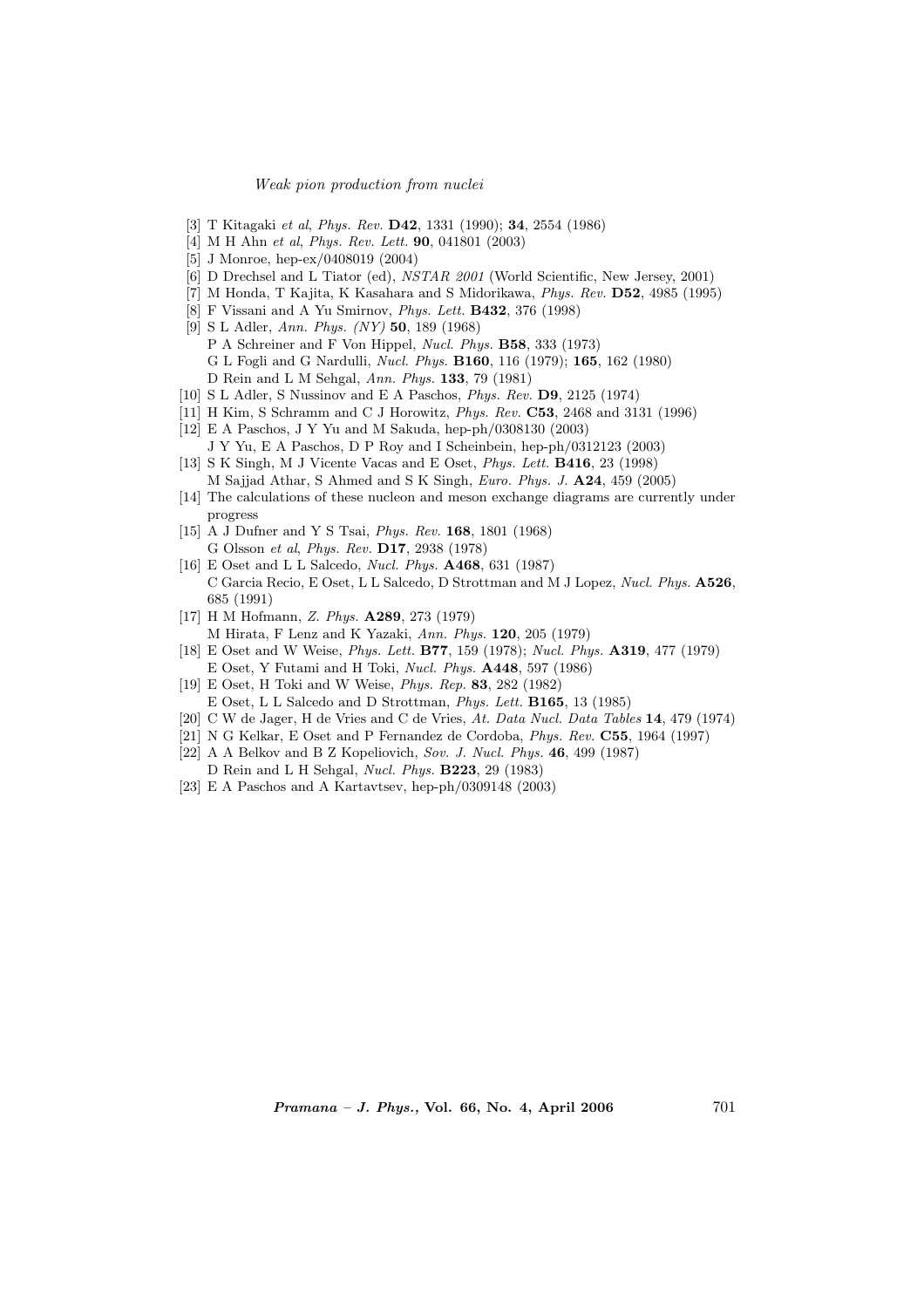[3] T Kitagaki *et al*, *Phys. Rev.* **D42**, 1331 (1990); **34**, 2554 (1986)

[4] M H Ahn *et al*, *Phys. Rev. Lett.* **90**, 041801 (2003)

[5] J Monroe, hep-ex/0408019 (2004)

[6] D Drechsel and L Tiator (ed), *NSTAR 2001* (World Scientific, New Jersey, 2001)

[7] M Honda, T Kajita, K Kasahara and S Midorikawa, *Phys. Rev.* **D52**, 4985 (1995)

[8] F Vissani and A Yu Smirnov, *Phys. Lett.* **B432**, 376 (1998)

[9] S L Adler, *Ann. Phys. (NY)* **50**, 189 (1968)
P A Schreiner and F Von Hippel, *Nucl. Phys.* **B58**, 333 (1973)
G L Fogli and G Nardulli, *Nucl. Phys.* **B160**, 116 (1979); **165**, 162 (1980)
D Rein and L M Sehgal, *Ann. Phys.* **133**, 79 (1981)

[10] S L Adler, S Nussinov and E A Paschos, *Phys. Rev.* **D9**, 2125 (1974)

[11] H Kim, S Schramm and C J Horowitz, *Phys. Rev.* **C53**, 2468 and 3131 (1996)

[12] E A Paschos, J Y Yu and M Sakuda, hep-ph/0308130 (2003)
J Y Yu, E A Paschos, D P Roy and I Scheinbein, hep-ph/0312123 (2003)

[13] S K Singh, M J Vicente Vacas and E Oset, *Phys. Lett.* **B416**, 23 (1998)
M Sajjad Athar, S Ahmed and S K Singh, *Euro. Phys. J.* **A24**, 459 (2005)

[14] The calculations of these nucleon and meson exchange diagrams are currently under progress

[15] A J Dufner and Y S Tsai, *Phys. Rev.* **168**, 1801 (1968)
G Olsson *et al*, *Phys. Rev.* **D17**, 2938 (1978)

[16] E Oset and L L Salcedo, *Nucl. Phys.* **A468**, 631 (1987)
C Garcia Recio, E Oset, L L Salcedo, D Strottman and M J Lopez, *Nucl. Phys.* **A526**, 685 (1991)

[17] H M Hofmann, *Z. Phys.* **A289**, 273 (1979)
M Hirata, F Lenz and K Yazaki, *Ann. Phys.* **120**, 205 (1979)

[18] E Oset and W Weise, *Phys. Lett.* **B77**, 159 (1978); *Nucl. Phys.* **A319**, 477 (1979)
E Oset, Y Futami and H Toki, *Nucl. Phys.* **A448**, 597 (1986)

[19] E Oset, H Toki and W Weise, *Phys. Rep.* **83**, 282 (1982)
E Oset, L L Salcedo and D Strottman, *Phys. Lett.* **B165**, 13 (1985)

[20] C W de Jager, H de Vries and C de Vries, *At. Data Nucl. Data Tables* **14**, 479 (1974)

[21] N G Kelkar, E Oset and P Fernandez de Cordoba, *Phys. Rev.* **C55**, 1964 (1997)

[22] A A Belkov and B Z Kopeliovich, *Sov. J. Nucl. Phys.* **46**, 499 (1987)
D Rein and L H Sehgal, *Nucl. Phys.* **B223**, 29 (1983)

[23] E A Paschos and A Kartavtsev, hep-ph/0309148 (2003)